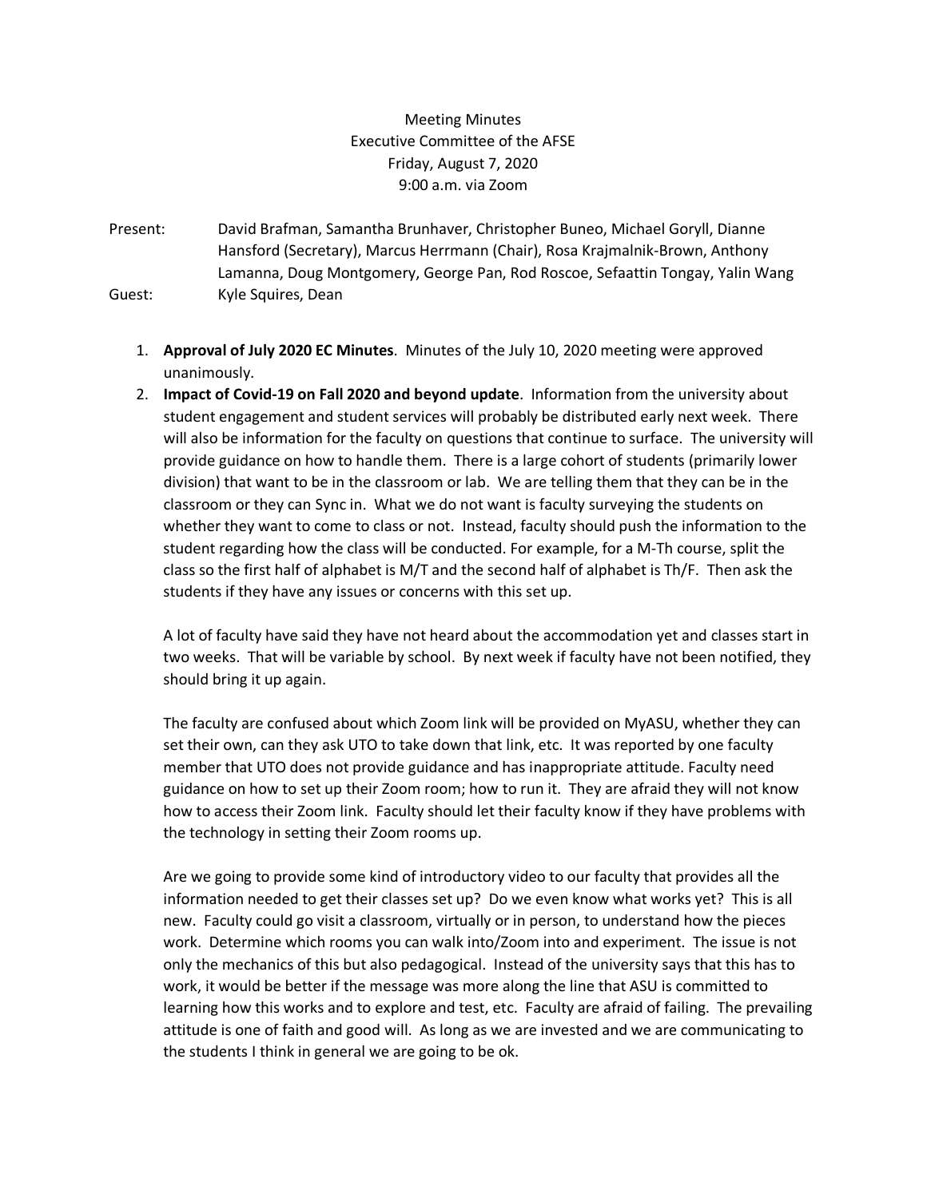Meeting Minutes
Executive Committee of the AFSE
Friday, August 7, 2020
9:00 a.m. via Zoom

Present: David Brafman, Samantha Brunhaver, Christopher Buneo, Michael Goryll, Dianne Hansford (Secretary), Marcus Herrmann (Chair), Rosa Krajmalnik-Brown, Anthony Lamanna, Doug Montgomery, George Pan, Rod Roscoe, Sefaattin Tongay, Yalin Wang

Guest: Kyle Squires, Dean

1. **Approval of July 2020 EC Minutes**. Minutes of the July 10, 2020 meeting were approved unanimously.
2. **Impact of Covid-19 on Fall 2020 and beyond update**. Information from the university about student engagement and student services will probably be distributed early next week. There will also be information for the faculty on questions that continue to surface. The university will provide guidance on how to handle them. There is a large cohort of students (primarily lower division) that want to be in the classroom or lab. We are telling them that they can be in the classroom or they can Sync in. What we do not want is faculty surveying the students on whether they want to come to class or not. Instead, faculty should push the information to the student regarding how the class will be conducted. For example, for a M-Th course, split the class so the first half of alphabet is M/T and the second half of alphabet is Th/F. Then ask the students if they have any issues or concerns with this set up.

   A lot of faculty have said they have not heard about the accommodation yet and classes start in two weeks. That will be variable by school. By next week if faculty have not been notified, they should bring it up again.

   The faculty are confused about which Zoom link will be provided on MyASU, whether they can set their own, can they ask UTO to take down that link, etc. It was reported by one faculty member that UTO does not provide guidance and has inappropriate attitude. Faculty need guidance on how to set up their Zoom room; how to run it. They are afraid they will not know how to access their Zoom link. Faculty should let their faculty know if they have problems with the technology in setting their Zoom rooms up.

   Are we going to provide some kind of introductory video to our faculty that provides all the information needed to get their classes set up? Do we even know what works yet? This is all new. Faculty could go visit a classroom, virtually or in person, to understand how the pieces work. Determine which rooms you can walk into/Zoom into and experiment. The issue is not only the mechanics of this but also pedagogical. Instead of the university says that this has to work, it would be better if the message was more along the line that ASU is committed to learning how this works and to explore and test, etc. Faculty are afraid of failing. The prevailing attitude is one of faith and good will. As long as we are invested and we are communicating to the students I think in general we are going to be ok.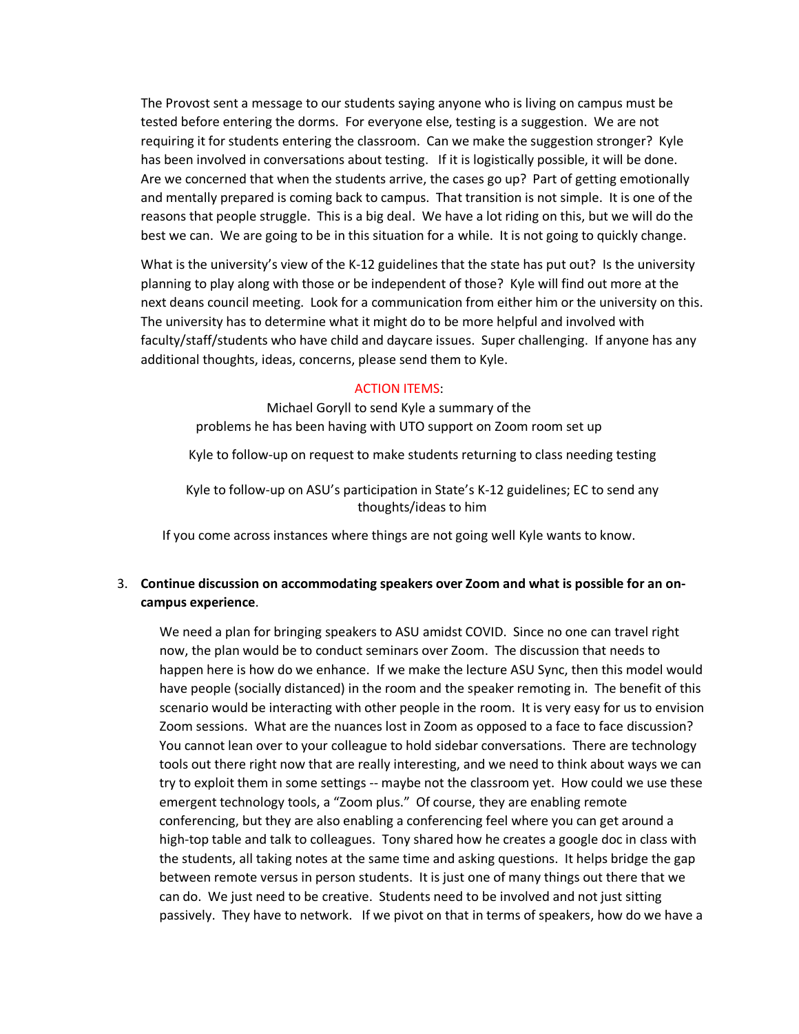The Provost sent a message to our students saying anyone who is living on campus must be tested before entering the dorms. For everyone else, testing is a suggestion. We are not requiring it for students entering the classroom. Can we make the suggestion stronger? Kyle has been involved in conversations about testing. If it is logistically possible, it will be done. Are we concerned that when the students arrive, the cases go up? Part of getting emotionally and mentally prepared is coming back to campus. That transition is not simple. It is one of the reasons that people struggle. This is a big deal. We have a lot riding on this, but we will do the best we can. We are going to be in this situation for a while. It is not going to quickly change.

What is the university's view of the K-12 guidelines that the state has put out? Is the university planning to play along with those or be independent of those? Kyle will find out more at the next deans council meeting. Look for a communication from either him or the university on this. The university has to determine what it might do to be more helpful and involved with faculty/staff/students who have child and daycare issues. Super challenging. If anyone has any additional thoughts, ideas, concerns, please send them to Kyle.

ACTION ITEMS:

Michael Goryll to send Kyle a summary of the problems he has been having with UTO support on Zoom room set up

Kyle to follow-up on request to make students returning to class needing testing

Kyle to follow-up on ASU's participation in State's K-12 guidelines; EC to send any thoughts/ideas to him

If you come across instances where things are not going well Kyle wants to know.

3. **Continue discussion on accommodating speakers over Zoom and what is possible for an on-campus experience**.

   We need a plan for bringing speakers to ASU amidst COVID. Since no one can travel right now, the plan would be to conduct seminars over Zoom. The discussion that needs to happen here is how do we enhance. If we make the lecture ASU Sync, then this model would have people (socially distanced) in the room and the speaker remoting in. The benefit of this scenario would be interacting with other people in the room. It is very easy for us to envision Zoom sessions. What are the nuances lost in Zoom as opposed to a face to face discussion? You cannot lean over to your colleague to hold sidebar conversations. There are technology tools out there right now that are really interesting, and we need to think about ways we can try to exploit them in some settings -- maybe not the classroom yet. How could we use these emergent technology tools, a "Zoom plus." Of course, they are enabling remote conferencing, but they are also enabling a conferencing feel where you can get around a high-top table and talk to colleagues. Tony shared how he creates a google doc in class with the students, all taking notes at the same time and asking questions. It helps bridge the gap between remote versus in person students. It is just one of many things out there that we can do. We just need to be creative. Students need to be involved and not just sitting passively. They have to network. If we pivot on that in terms of speakers, how do we have a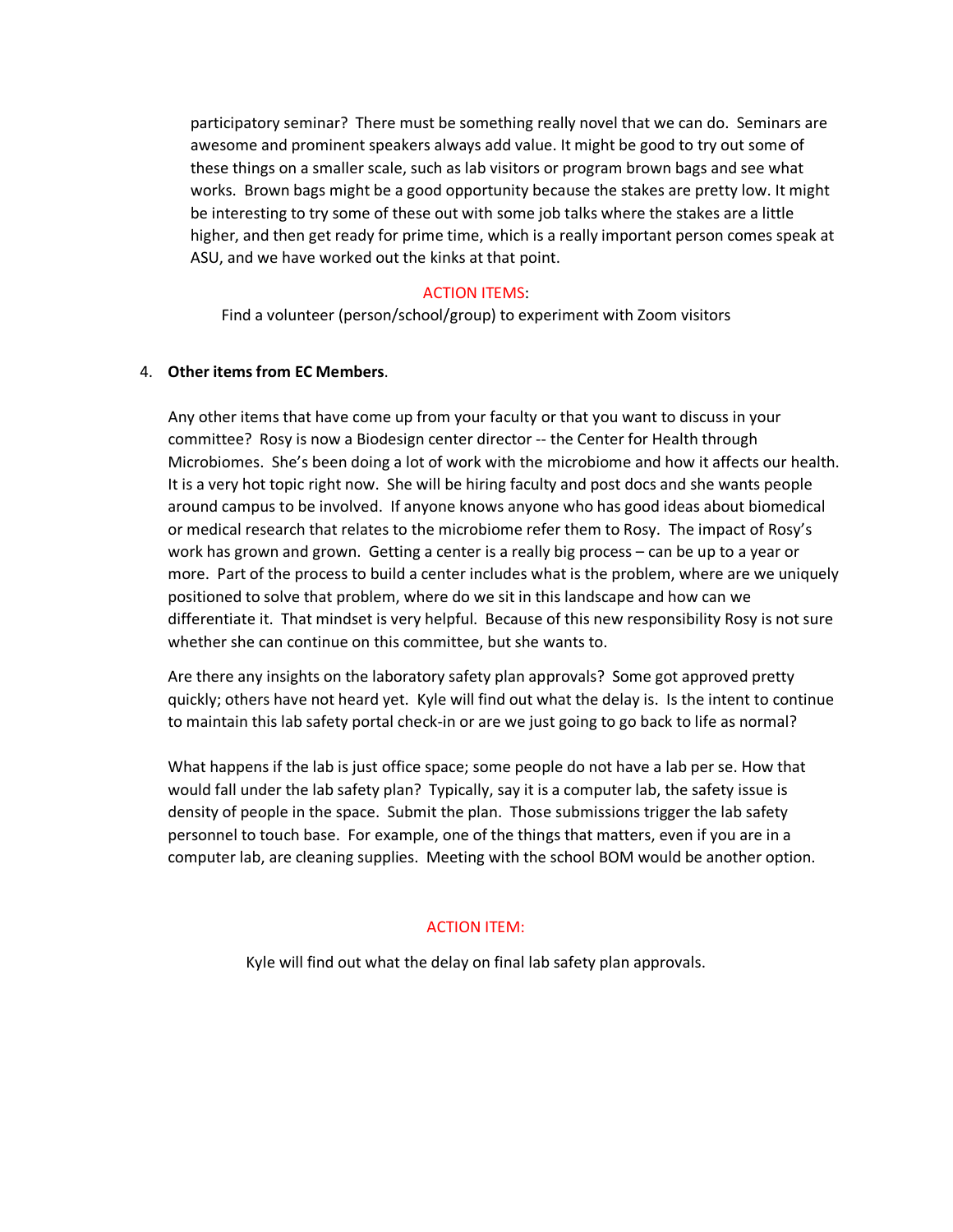participatory seminar? There must be something really novel that we can do. Seminars are awesome and prominent speakers always add value. It might be good to try out some of these things on a smaller scale, such as lab visitors or program brown bags and see what works. Brown bags might be a good opportunity because the stakes are pretty low. It might be interesting to try some of these out with some job talks where the stakes are a little higher, and then get ready for prime time, which is a really important person comes speak at ASU, and we have worked out the kinks at that point.

ACTION ITEMS:

Find a volunteer (person/school/group) to experiment with Zoom visitors

4. **Other items from EC Members**.

Any other items that have come up from your faculty or that you want to discuss in your committee? Rosy is now a Biodesign center director -- the Center for Health through Microbiomes. She's been doing a lot of work with the microbiome and how it affects our health. It is a very hot topic right now. She will be hiring faculty and post docs and she wants people around campus to be involved. If anyone knows anyone who has good ideas about biomedical or medical research that relates to the microbiome refer them to Rosy. The impact of Rosy's work has grown and grown. Getting a center is a really big process – can be up to a year or more. Part of the process to build a center includes what is the problem, where are we uniquely positioned to solve that problem, where do we sit in this landscape and how can we differentiate it. That mindset is very helpful. Because of this new responsibility Rosy is not sure whether she can continue on this committee, but she wants to.

Are there any insights on the laboratory safety plan approvals? Some got approved pretty quickly; others have not heard yet. Kyle will find out what the delay is. Is the intent to continue to maintain this lab safety portal check-in or are we just going to go back to life as normal?

What happens if the lab is just office space; some people do not have a lab per se. How that would fall under the lab safety plan? Typically, say it is a computer lab, the safety issue is density of people in the space. Submit the plan. Those submissions trigger the lab safety personnel to touch base. For example, one of the things that matters, even if you are in a computer lab, are cleaning supplies. Meeting with the school BOM would be another option.

ACTION ITEM:

Kyle will find out what the delay on final lab safety plan approvals.